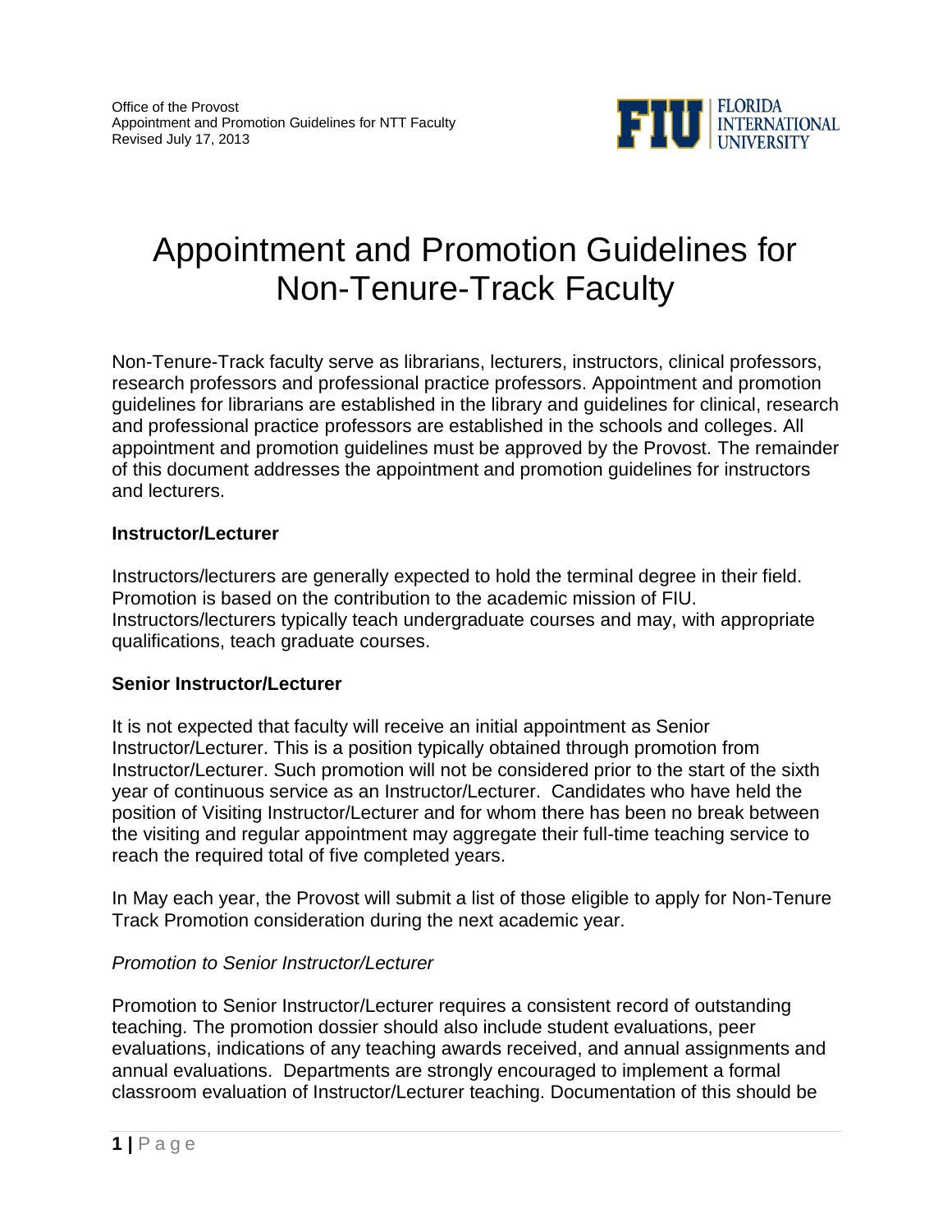# Appointment and Promotion Guidelines for Non-Tenure-Track Faculty

Non-Tenure-Track faculty serve as librarians, lecturers, instructors, clinical professors, research professors and professional practice professors. Appointment and promotion guidelines for librarians are established in the library and guidelines for clinical, research and professional practice professors are established in the schools and colleges. All appointment and promotion guidelines must be approved by the Provost. The remainder of this document addresses the appointment and promotion guidelines for instructors and lecturers.

## Instructor/Lecturer

Instructors/lecturers are generally expected to hold the terminal degree in their field. Promotion is based on the contribution to the academic mission of FIU. Instructors/lecturers typically teach undergraduate courses and may, with appropriate qualifications, teach graduate courses.

## Senior Instructor/Lecturer

It is not expected that faculty will receive an initial appointment as Senior Instructor/Lecturer. This is a position typically obtained through promotion from Instructor/Lecturer. Such promotion will not be considered prior to the start of the sixth year of continuous service as an Instructor/Lecturer. Candidates who have held the position of Visiting Instructor/Lecturer and for whom there has been no break between the visiting and regular appointment may aggregate their full-time teaching service to reach the required total of five completed years.

In May each year, the Provost will submit a list of those eligible to apply for Non-Tenure Track Promotion consideration during the next academic year.

### *Promotion to Senior Instructor/Lecturer*

Promotion to Senior Instructor/Lecturer requires a consistent record of outstanding teaching. The promotion dossier should also include student evaluations, peer evaluations, indications of any teaching awards received, and annual assignments and annual evaluations. Departments are strongly encouraged to implement a formal classroom evaluation of Instructor/Lecturer teaching. Documentation of this should be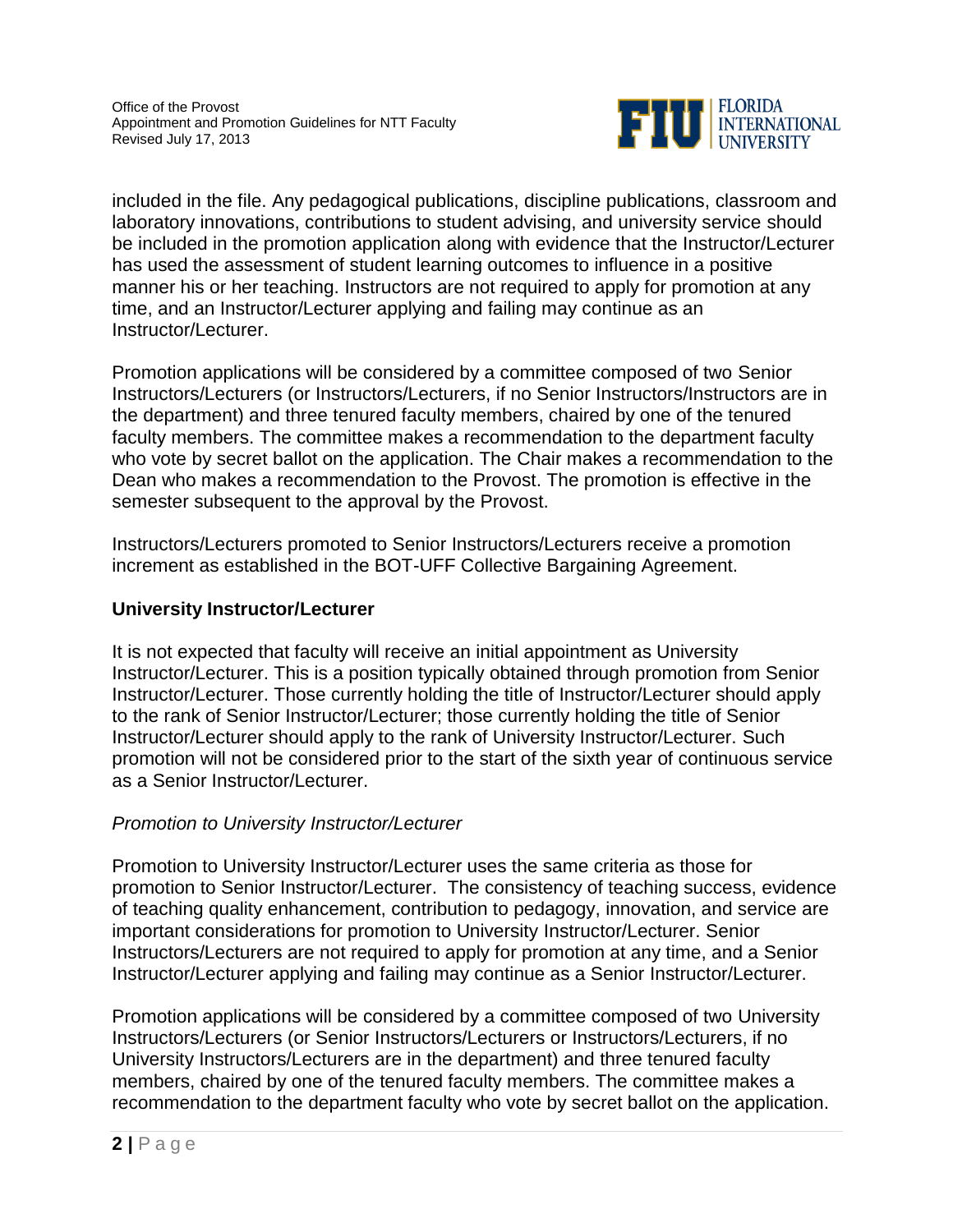included in the file. Any pedagogical publications, discipline publications, classroom and laboratory innovations, contributions to student advising, and university service should be included in the promotion application along with evidence that the Instructor/Lecturer has used the assessment of student learning outcomes to influence in a positive manner his or her teaching. Instructors are not required to apply for promotion at any time, and an Instructor/Lecturer applying and failing may continue as an Instructor/Lecturer.

Promotion applications will be considered by a committee composed of two Senior Instructors/Lecturers (or Instructors/Lecturers, if no Senior Instructors/Instructors are in the department) and three tenured faculty members, chaired by one of the tenured faculty members. The committee makes a recommendation to the department faculty who vote by secret ballot on the application. The Chair makes a recommendation to the Dean who makes a recommendation to the Provost. The promotion is effective in the semester subsequent to the approval by the Provost.

Instructors/Lecturers promoted to Senior Instructors/Lecturers receive a promotion increment as established in the BOT-UFF Collective Bargaining Agreement.

### University Instructor/Lecturer

It is not expected that faculty will receive an initial appointment as University Instructor/Lecturer. This is a position typically obtained through promotion from Senior Instructor/Lecturer. Those currently holding the title of Instructor/Lecturer should apply to the rank of Senior Instructor/Lecturer; those currently holding the title of Senior Instructor/Lecturer should apply to the rank of University Instructor/Lecturer. Such promotion will not be considered prior to the start of the sixth year of continuous service as a Senior Instructor/Lecturer.

*Promotion to University Instructor/Lecturer*

Promotion to University Instructor/Lecturer uses the same criteria as those for promotion to Senior Instructor/Lecturer. The consistency of teaching success, evidence of teaching quality enhancement, contribution to pedagogy, innovation, and service are important considerations for promotion to University Instructor/Lecturer. Senior Instructors/Lecturers are not required to apply for promotion at any time, and a Senior Instructor/Lecturer applying and failing may continue as a Senior Instructor/Lecturer.

Promotion applications will be considered by a committee composed of two University Instructors/Lecturers (or Senior Instructors/Lecturers or Instructors/Lecturers, if no University Instructors/Lecturers are in the department) and three tenured faculty members, chaired by one of the tenured faculty members. The committee makes a recommendation to the department faculty who vote by secret ballot on the application.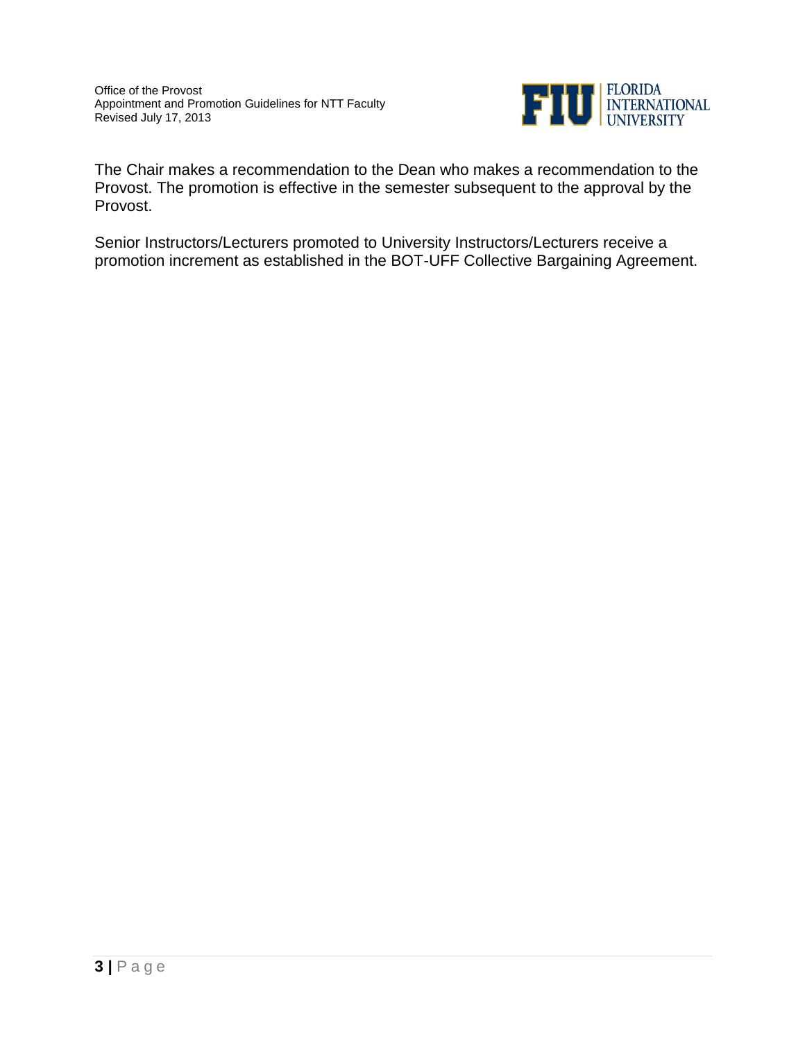The Chair makes a recommendation to the Dean who makes a recommendation to the Provost. The promotion is effective in the semester subsequent to the approval by the Provost.

Senior Instructors/Lecturers promoted to University Instructors/Lecturers receive a promotion increment as established in the BOT-UFF Collective Bargaining Agreement.